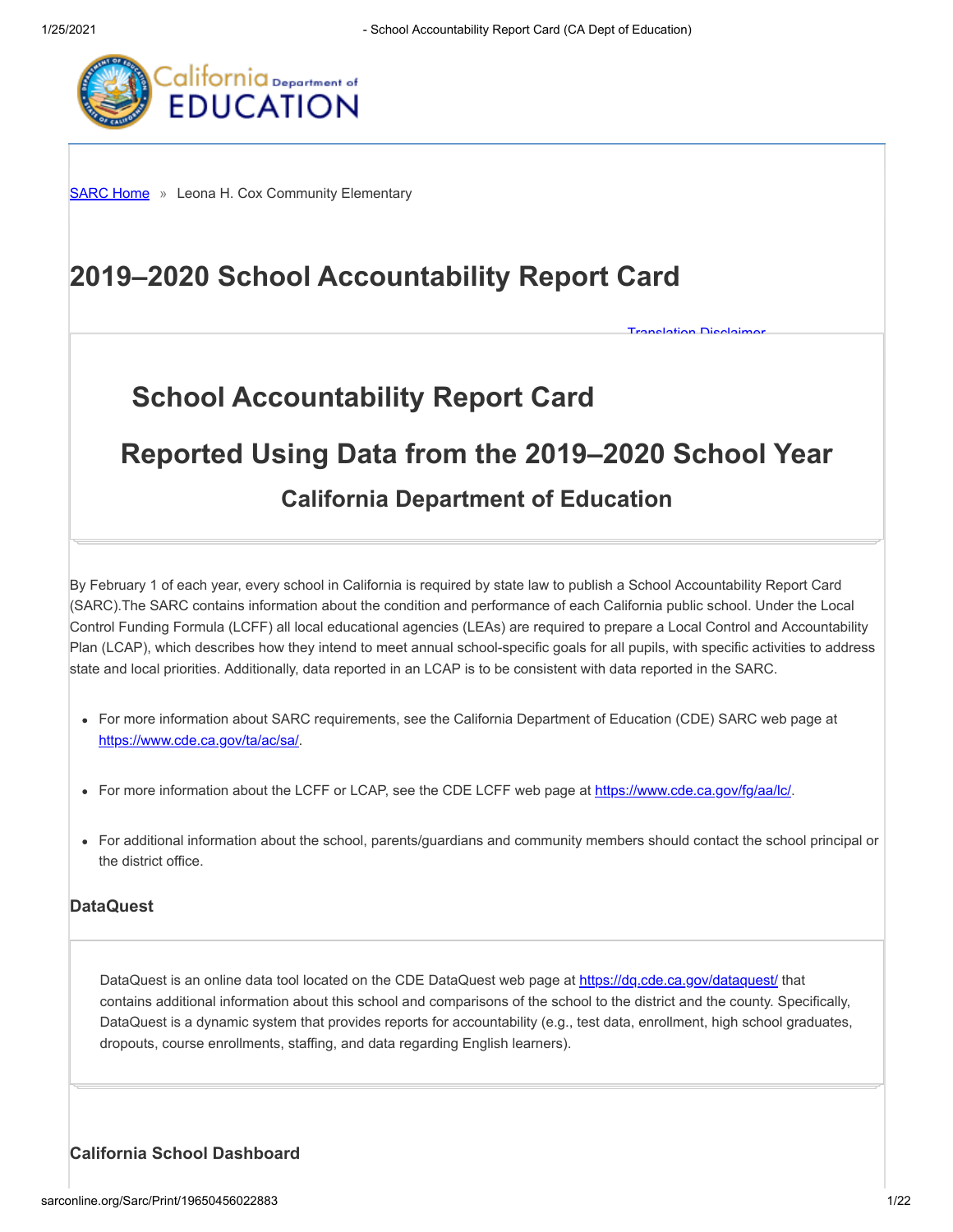SARC Home » Leona H. Cox Community Elementary

# 2019–2020 School Accountability Report Card

Translation Disclaimer

## School Accountability Report Card

## Reported Using Data from the 2019–2020 School Year

### California Department of Education

By February 1 of each year, every school in California is required by state law to publish a School Accountability Report Card (SARC).The SARC contains information about the condition and performance of each California public school. Under the Local Control Funding Formula (LCFF) all local educational agencies (LEAs) are required to prepare a Local Control and Accountability Plan (LCAP), which describes how they intend to meet annual school-specific goals for all pupils, with specific activities to address state and local priorities. Additionally, data reported in an LCAP is to be consistent with data reported in the SARC.

- For more information about SARC requirements, see the California Department of Education (CDE) SARC web page at https://www.cde.ca.gov/ta/ac/sa/.
- For more information about the LCFF or LCAP, see the CDE LCFF web page at https://www.cde.ca.gov/fg/aa/lc/.
- For additional information about the school, parents/guardians and community members should contact the school principal or the district office.

### DataQuest

DataQuest is an online data tool located on the CDE DataQuest web page at https://dq.cde.ca.gov/dataquest/ that contains additional information about this school and comparisons of the school to the district and the county. Specifically, DataQuest is a dynamic system that provides reports for accountability (e.g., test data, enrollment, high school graduates, dropouts, course enrollments, staffing, and data regarding English learners).

### California School Dashboard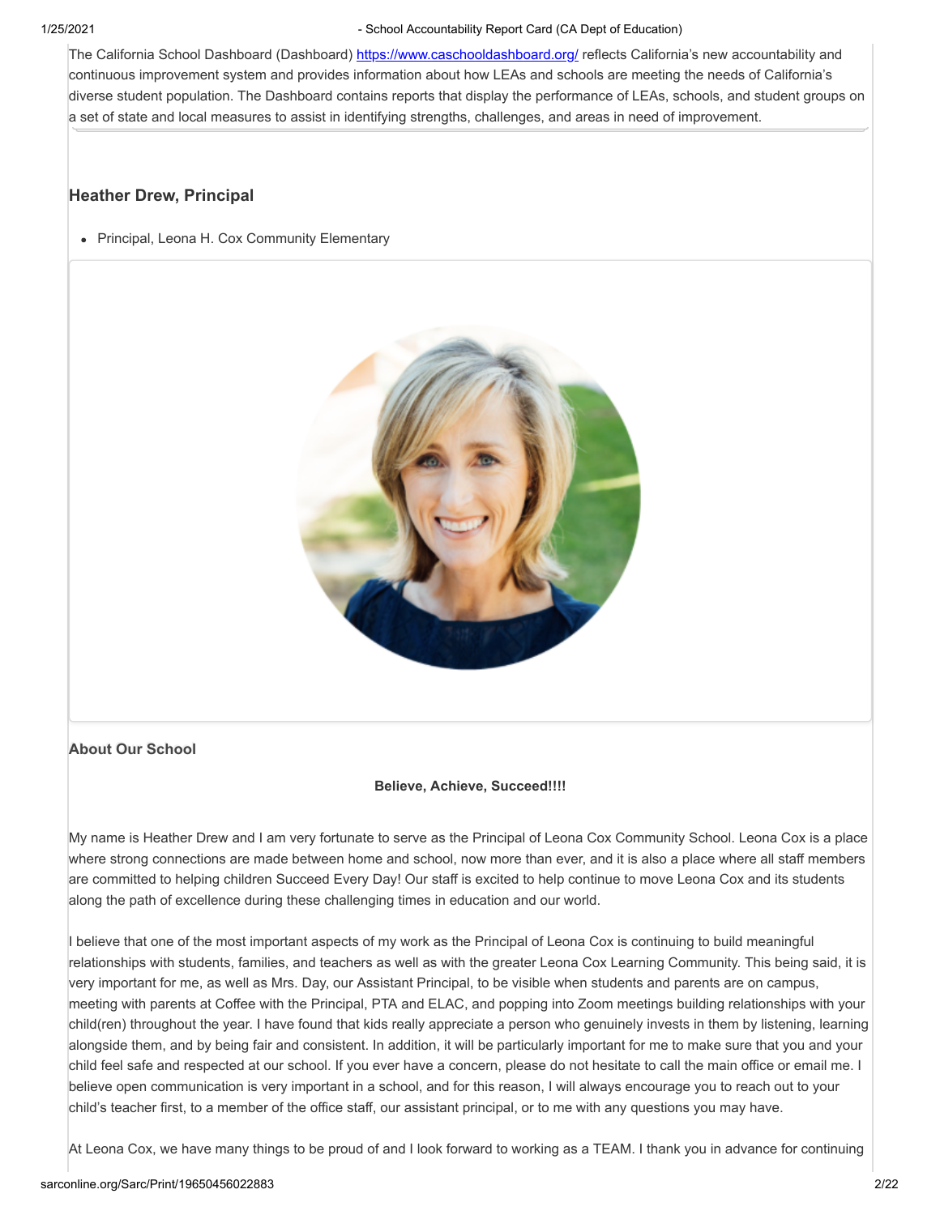The California School Dashboard (Dashboard) https://www.caschooldashboard.org/ reflects California's new accountability and continuous improvement system and provides information about how LEAs and schools are meeting the needs of California's diverse student population. The Dashboard contains reports that display the performance of LEAs, schools, and student groups on a set of state and local measures to assist in identifying strengths, challenges, and areas in need of improvement.

### Heather Drew, Principal

- Principal, Leona H. Cox Community Elementary

### About Our School

**Believe, Achieve, Succeed!!!!**

My name is Heather Drew and I am very fortunate to serve as the Principal of Leona Cox Community School. Leona Cox is a place where strong connections are made between home and school, now more than ever, and it is also a place where all staff members are committed to helping children Succeed Every Day! Our staff is excited to help continue to move Leona Cox and its students along the path of excellence during these challenging times in education and our world.

I believe that one of the most important aspects of my work as the Principal of Leona Cox is continuing to build meaningful relationships with students, families, and teachers as well as with the greater Leona Cox Learning Community. This being said, it is very important for me, as well as Mrs. Day, our Assistant Principal, to be visible when students and parents are on campus, meeting with parents at Coffee with the Principal, PTA and ELAC, and popping into Zoom meetings building relationships with your child(ren) throughout the year. I have found that kids really appreciate a person who genuinely invests in them by listening, learning alongside them, and by being fair and consistent. In addition, it will be particularly important for me to make sure that you and your child feel safe and respected at our school. If you ever have a concern, please do not hesitate to call the main office or email me. I believe open communication is very important in a school, and for this reason, I will always encourage you to reach out to your child's teacher first, to a member of the office staff, our assistant principal, or to me with any questions you may have.

At Leona Cox, we have many things to be proud of and I look forward to working as a TEAM. I thank you in advance for continuing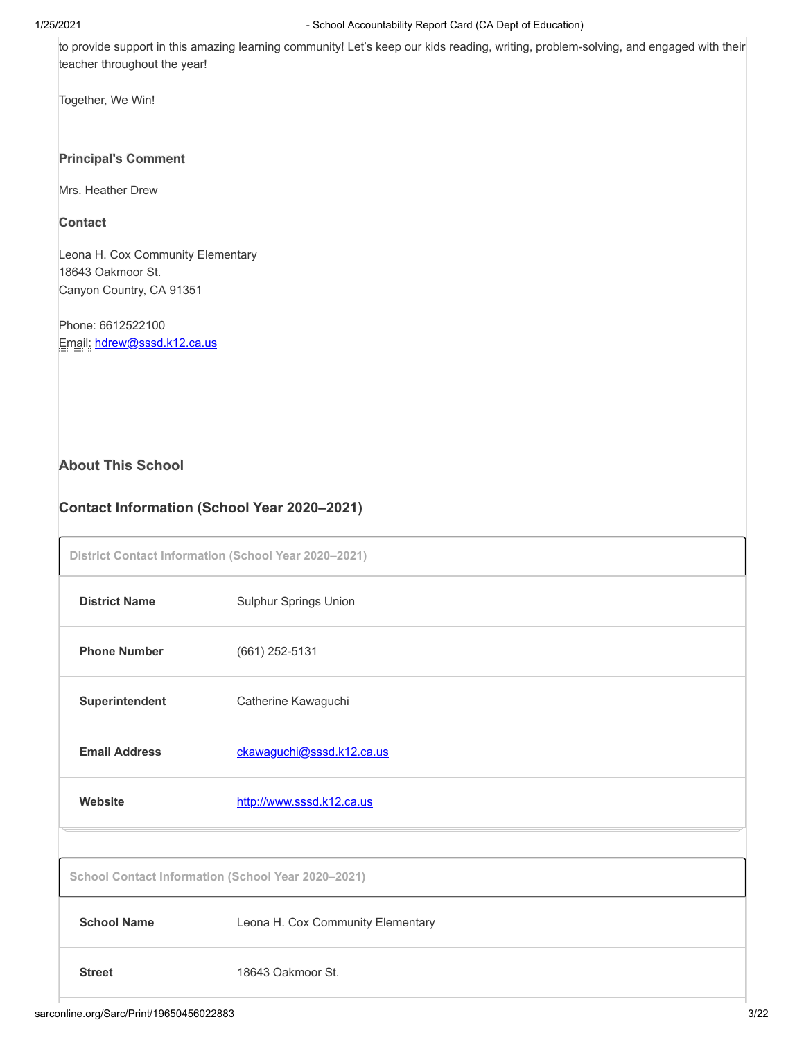to provide support in this amazing learning community! Let's keep our kids reading, writing, problem-solving, and engaged with their teacher throughout the year!

Together, We Win!

**Principal's Comment**

Mrs. Heather Drew

**Contact**

Leona H. Cox Community Elementary
18643 Oakmoor St.
Canyon Country, CA 91351

Phone: 6612522100
Email: hdrew@sssd.k12.ca.us

## About This School

## Contact Information (School Year 2020–2021)

| District Contact Information (School Year 2020–2021) | |
|---|---|
| **District Name** | Sulphur Springs Union |
| **Phone Number** | (661) 252-5131 |
| **Superintendent** | Catherine Kawaguchi |
| **Email Address** | ckawaguchi@sssd.k12.ca.us |
| **Website** | http://www.sssd.k12.ca.us |

| School Contact Information (School Year 2020–2021) | |
|---|---|
| **School Name** | Leona H. Cox Community Elementary |
| **Street** | 18643 Oakmoor St. |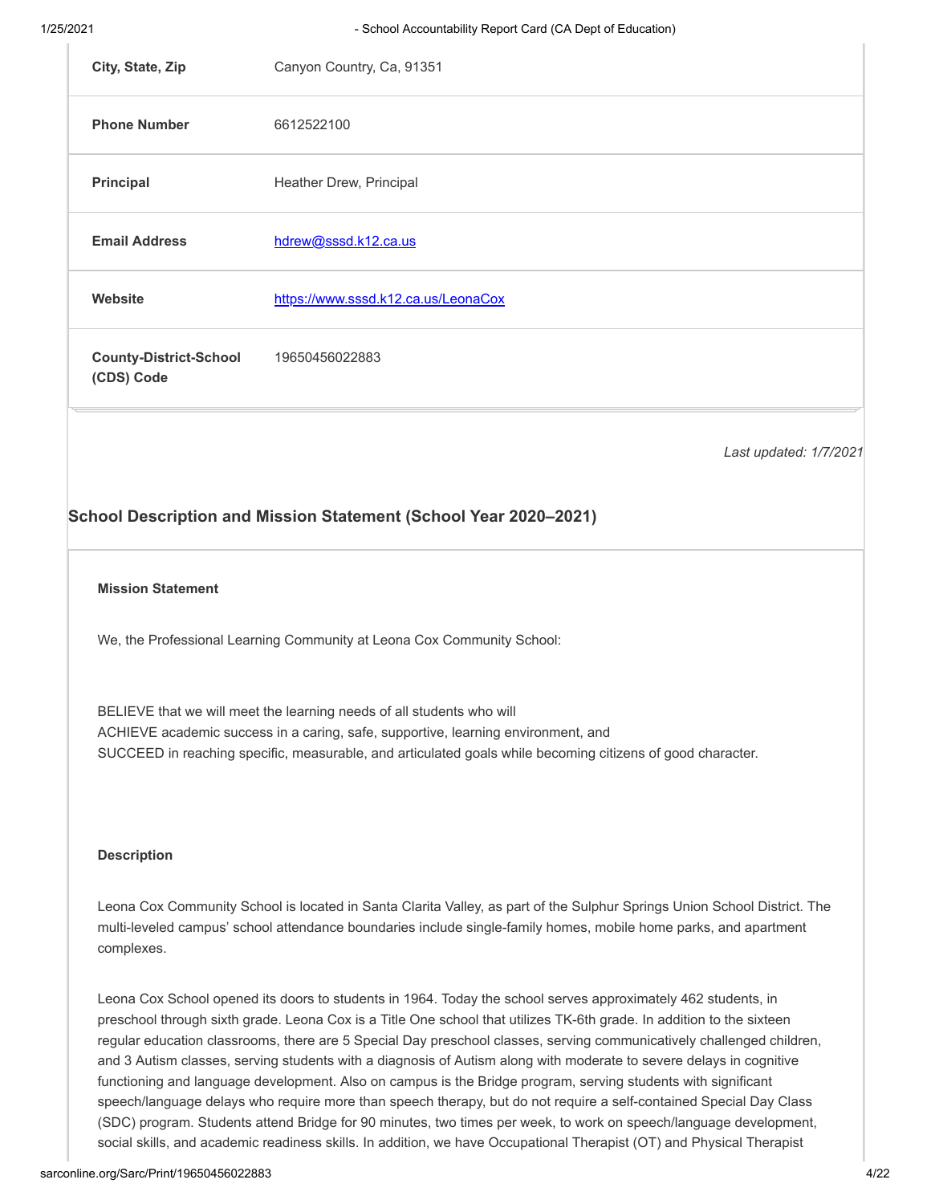| | |
|---|---|
| **City, State, Zip** | Canyon Country, Ca, 91351 |
| **Phone Number** | 6612522100 |
| **Principal** | Heather Drew, Principal |
| **Email Address** | hdrew@sssd.k12.ca.us |
| **Website** | https://www.sssd.k12.ca.us/LeonaCox |
| **County-District-School (CDS) Code** | 19650456022883 |

*Last updated: 1/7/2021*

## School Description and Mission Statement (School Year 2020–2021)

**Mission Statement**

We, the Professional Learning Community at Leona Cox Community School:

BELIEVE that we will meet the learning needs of all students who will
ACHIEVE academic success in a caring, safe, supportive, learning environment, and
SUCCEED in reaching specific, measurable, and articulated goals while becoming citizens of good character.

**Description**

Leona Cox Community School is located in Santa Clarita Valley, as part of the Sulphur Springs Union School District. The multi-leveled campus' school attendance boundaries include single-family homes, mobile home parks, and apartment complexes.

Leona Cox School opened its doors to students in 1964. Today the school serves approximately 462 students, in preschool through sixth grade. Leona Cox is a Title One school that utilizes TK-6th grade. In addition to the sixteen regular education classrooms, there are 5 Special Day preschool classes, serving communicatively challenged children, and 3 Autism classes, serving students with a diagnosis of Autism along with moderate to severe delays in cognitive functioning and language development. Also on campus is the Bridge program, serving students with significant speech/language delays who require more than speech therapy, but do not require a self-contained Special Day Class (SDC) program. Students attend Bridge for 90 minutes, two times per week, to work on speech/language development, social skills, and academic readiness skills. In addition, we have Occupational Therapist (OT) and Physical Therapist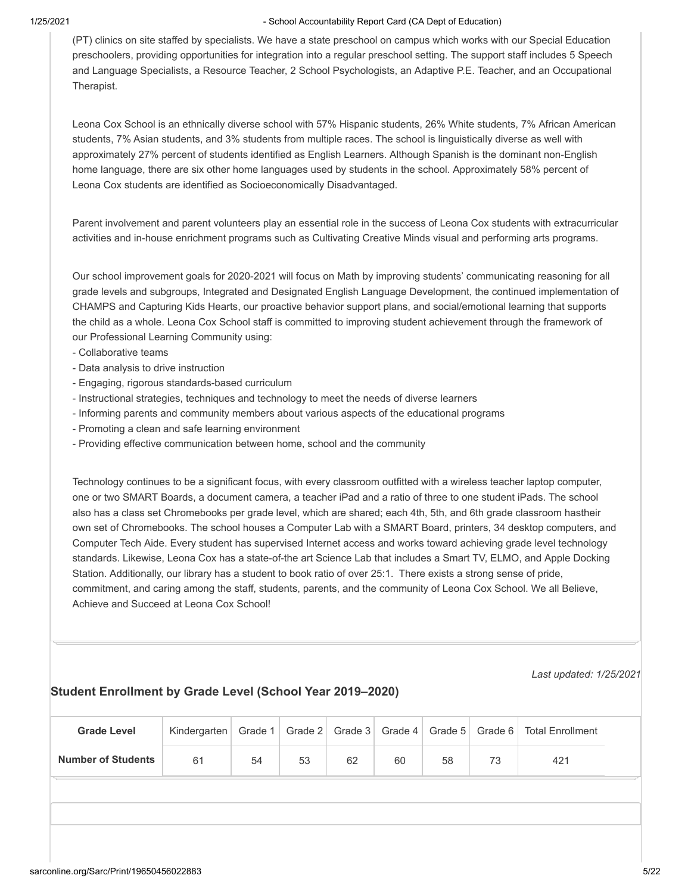(PT) clinics on site staffed by specialists. We have a state preschool on campus which works with our Special Education preschoolers, providing opportunities for integration into a regular preschool setting. The support staff includes 5 Speech and Language Specialists, a Resource Teacher, 2 School Psychologists, an Adaptive P.E. Teacher, and an Occupational Therapist.

Leona Cox School is an ethnically diverse school with 57% Hispanic students, 26% White students, 7% African American students, 7% Asian students, and 3% students from multiple races. The school is linguistically diverse as well with approximately 27% percent of students identified as English Learners. Although Spanish is the dominant non-English home language, there are six other home languages used by students in the school. Approximately 58% percent of Leona Cox students are identified as Socioeconomically Disadvantaged.

Parent involvement and parent volunteers play an essential role in the success of Leona Cox students with extracurricular activities and in-house enrichment programs such as Cultivating Creative Minds visual and performing arts programs.

Our school improvement goals for 2020-2021 will focus on Math by improving students' communicating reasoning for all grade levels and subgroups, Integrated and Designated English Language Development, the continued implementation of CHAMPS and Capturing Kids Hearts, our proactive behavior support plans, and social/emotional learning that supports the child as a whole. Leona Cox School staff is committed to improving student achievement through the framework of our Professional Learning Community using:

- Collaborative teams
- Data analysis to drive instruction
- Engaging, rigorous standards-based curriculum
- Instructional strategies, techniques and technology to meet the needs of diverse learners
- Informing parents and community members about various aspects of the educational programs
- Promoting a clean and safe learning environment
- Providing effective communication between home, school and the community

Technology continues to be a significant focus, with every classroom outfitted with a wireless teacher laptop computer, one or two SMART Boards, a document camera, a teacher iPad and a ratio of three to one student iPads. The school also has a class set Chromebooks per grade level, which are shared; each 4th, 5th, and 6th grade classroom hastheir own set of Chromebooks. The school houses a Computer Lab with a SMART Board, printers, 34 desktop computers, and Computer Tech Aide. Every student has supervised Internet access and works toward achieving grade level technology standards. Likewise, Leona Cox has a state-of-the art Science Lab that includes a Smart TV, ELMO, and Apple Docking Station. Additionally, our library has a student to book ratio of over 25:1. There exists a strong sense of pride, commitment, and caring among the staff, students, parents, and the community of Leona Cox School. We all Believe, Achieve and Succeed at Leona Cox School!

*Last updated: 1/25/2021*

## Student Enrollment by Grade Level (School Year 2019–2020)

| Grade Level | Kindergarten | Grade 1 | Grade 2 | Grade 3 | Grade 4 | Grade 5 | Grade 6 | Total Enrollment |
|---|---|---|---|---|---|---|---|---|
| Number of Students | 61 | 54 | 53 | 62 | 60 | 58 | 73 | 421 |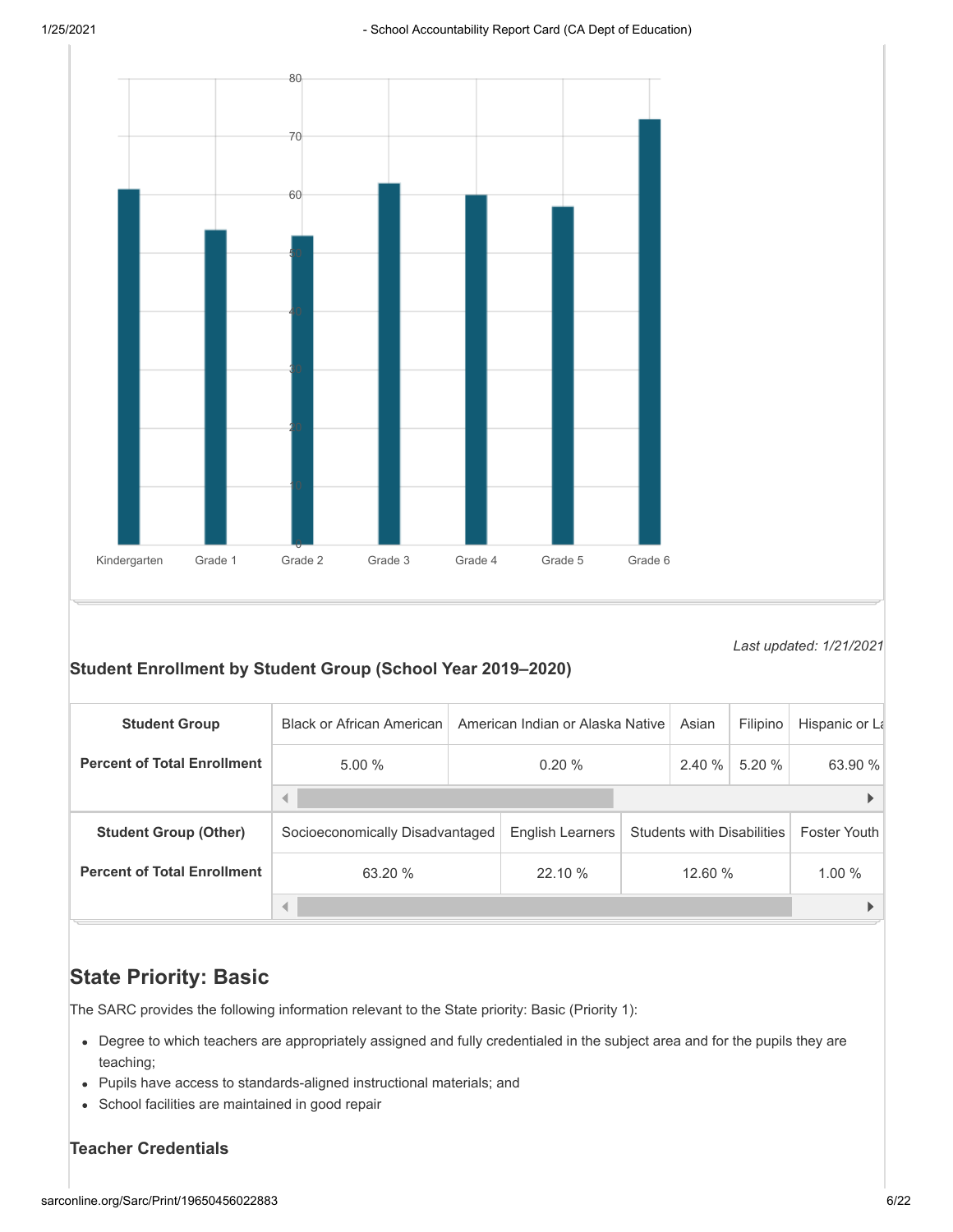| Grade | Value |
|---|---|
| Kindergarten | 61 |
| Grade 1 | 54 |
| Grade 2 | 53 |
| Grade 3 | 62 |
| Grade 4 | 60 |
| Grade 5 | 58 |
| Grade 6 | 73 |

*Last updated: 1/21/2021*

### Student Enrollment by Student Group (School Year 2019–2020)

| Student Group | Black or African American | American Indian or Alaska Native | Asian | Filipino | Hispanic or La |
|---|---|---|---|---|---|
| Percent of Total Enrollment | 5.00 % | 0.20 % | 2.40 % | 5.20 % | 63.90 % |

| Student Group (Other) | Socioeconomically Disadvantaged | English Learners | Students with Disabilities | Foster Youth |
|---|---|---|---|---|
| Percent of Total Enrollment | 63.20 % | 22.10 % | 12.60 % | 1.00 % |

## State Priority: Basic

The SARC provides the following information relevant to the State priority: Basic (Priority 1):

- Degree to which teachers are appropriately assigned and fully credentialed in the subject area and for the pupils they are teaching;
- Pupils have access to standards-aligned instructional materials; and
- School facilities are maintained in good repair

### Teacher Credentials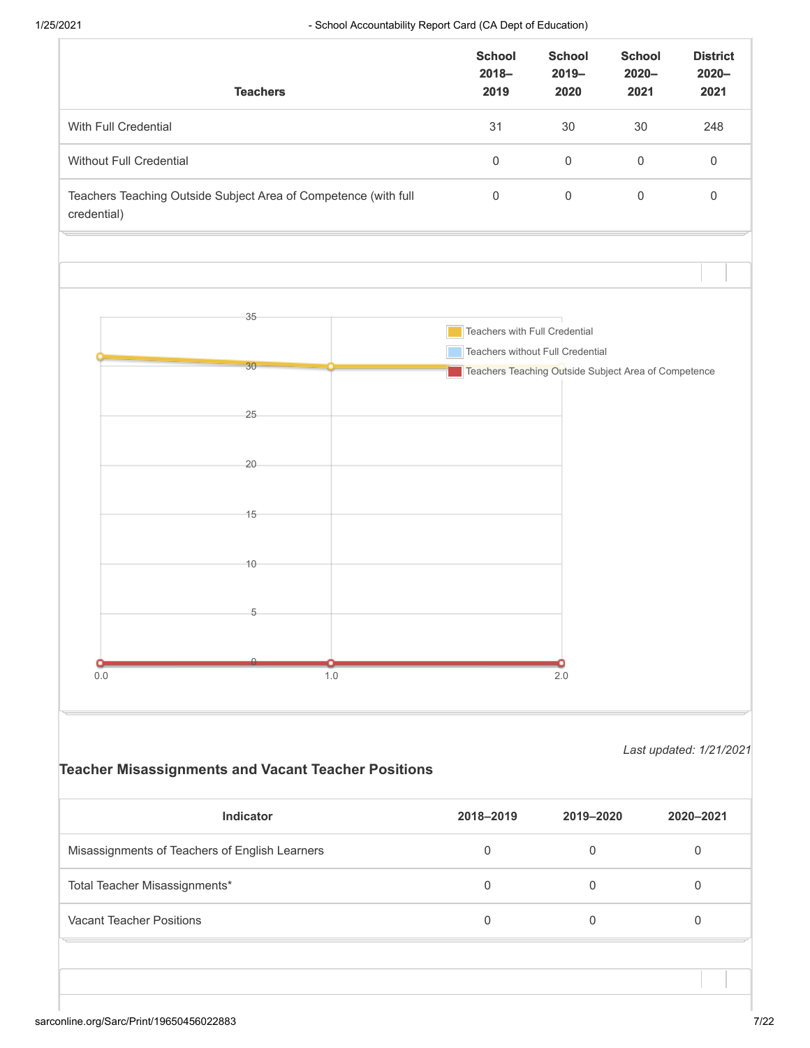| Teachers | School 2018–2019 | School 2019–2020 | School 2020–2021 | District 2020–2021 |
|---|---|---|---|---|
| With Full Credential | 31 | 30 | 30 | 248 |
| Without Full Credential | 0 | 0 | 0 | 0 |
| Teachers Teaching Outside Subject Area of Competence (with full credential) | 0 | 0 | 0 | 0 |

*Last updated: 1/21/2021*

### Teacher Misassignments and Vacant Teacher Positions

| Indicator | 2018–2019 | 2019–2020 | 2020–2021 |
|---|---|---|---|
| Misassignments of Teachers of English Learners | 0 | 0 | 0 |
| Total Teacher Misassignments* | 0 | 0 | 0 |
| Vacant Teacher Positions | 0 | 0 | 0 |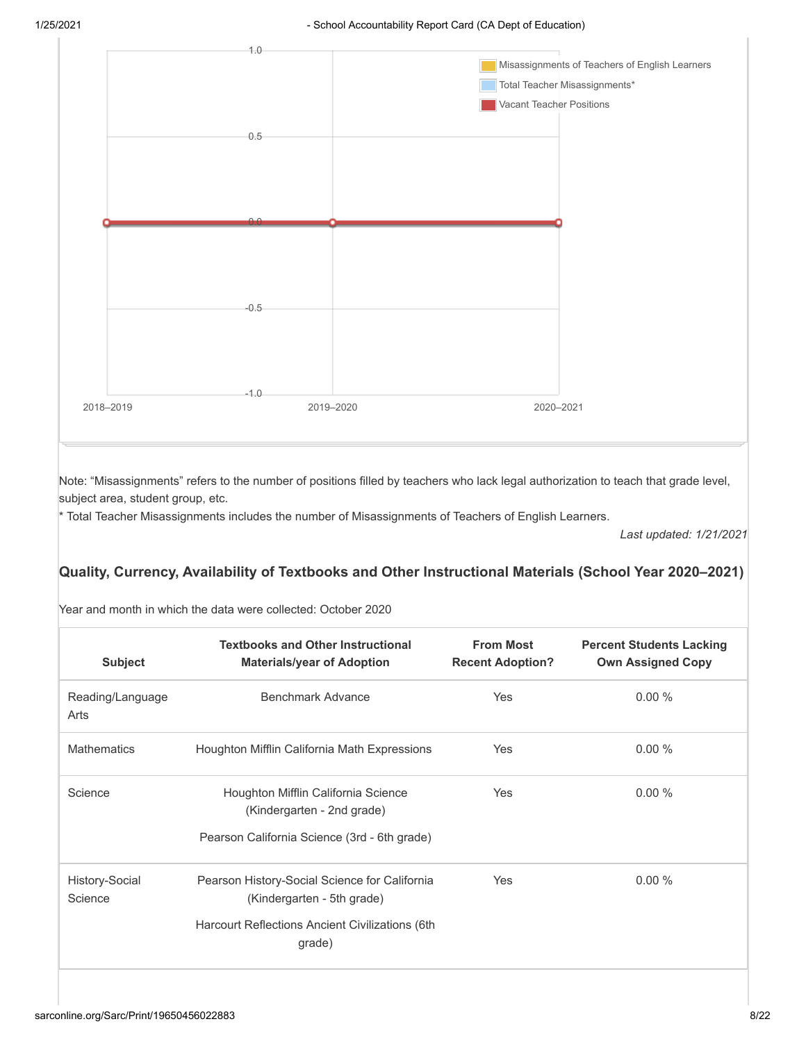Note: “Misassignments” refers to the number of positions filled by teachers who lack legal authorization to teach that grade level, subject area, student group, etc.

* Total Teacher Misassignments includes the number of Misassignments of Teachers of English Learners.

*Last updated: 1/21/2021*

### Quality, Currency, Availability of Textbooks and Other Instructional Materials (School Year 2020–2021)

Year and month in which the data were collected: October 2020

| Subject | Textbooks and Other Instructional Materials/year of Adoption | From Most Recent Adoption? | Percent Students Lacking Own Assigned Copy |
|---|---|---|---|
| Reading/Language Arts | Benchmark Advance | Yes | 0.00 % |
| Mathematics | Houghton Mifflin California Math Expressions | Yes | 0.00 % |
| Science | Houghton Mifflin California Science (Kindergarten - 2nd grade)<br><br>Pearson California Science (3rd - 6th grade) | Yes | 0.00 % |
| History-Social Science | Pearson History-Social Science for California (Kindergarten - 5th grade)<br><br>Harcourt Reflections Ancient Civilizations (6th grade) | Yes | 0.00 % |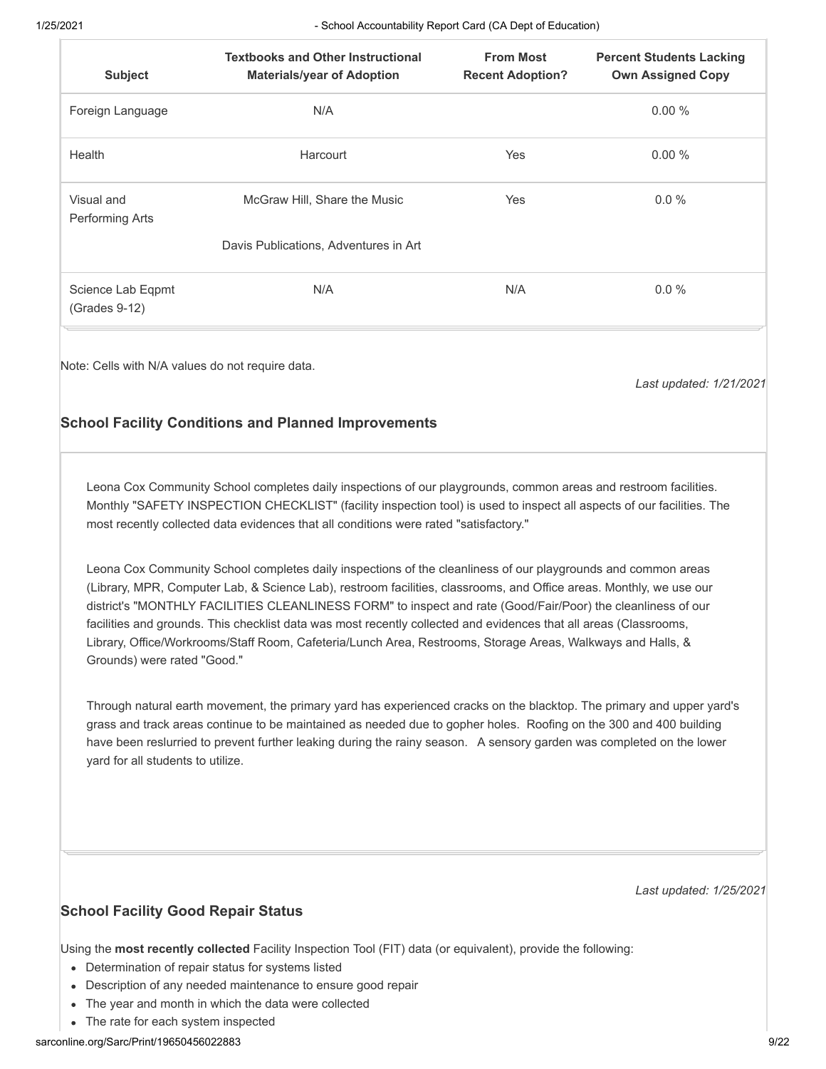| Subject | Textbooks and Other Instructional Materials/year of Adoption | From Most Recent Adoption? | Percent Students Lacking Own Assigned Copy |
|---|---|---|---|
| Foreign Language | N/A | | 0.00 % |
| Health | Harcourt | Yes | 0.00 % |
| Visual and Performing Arts | McGraw Hill, Share the Music<br><br>Davis Publications, Adventures in Art | Yes | 0.0 % |
| Science Lab Eqpmt (Grades 9-12) | N/A | N/A | 0.0 % |

Note: Cells with N/A values do not require data.

*Last updated: 1/21/2021*

## School Facility Conditions and Planned Improvements

Leona Cox Community School completes daily inspections of our playgrounds, common areas and restroom facilities. Monthly "SAFETY INSPECTION CHECKLIST" (facility inspection tool) is used to inspect all aspects of our facilities. The most recently collected data evidences that all conditions were rated "satisfactory."

Leona Cox Community School completes daily inspections of the cleanliness of our playgrounds and common areas (Library, MPR, Computer Lab, & Science Lab), restroom facilities, classrooms, and Office areas. Monthly, we use our district's "MONTHLY FACILITIES CLEANLINESS FORM" to inspect and rate (Good/Fair/Poor) the cleanliness of our facilities and grounds. This checklist data was most recently collected and evidences that all areas (Classrooms, Library, Office/Workrooms/Staff Room, Cafeteria/Lunch Area, Restrooms, Storage Areas, Walkways and Halls, & Grounds) were rated "Good."

Through natural earth movement, the primary yard has experienced cracks on the blacktop. The primary and upper yard's grass and track areas continue to be maintained as needed due to gopher holes. Roofing on the 300 and 400 building have been reslurried to prevent further leaking during the rainy season. A sensory garden was completed on the lower yard for all students to utilize.

*Last updated: 1/25/2021*

## School Facility Good Repair Status

Using the **most recently collected** Facility Inspection Tool (FIT) data (or equivalent), provide the following:

- Determination of repair status for systems listed
- Description of any needed maintenance to ensure good repair
- The year and month in which the data were collected
- The rate for each system inspected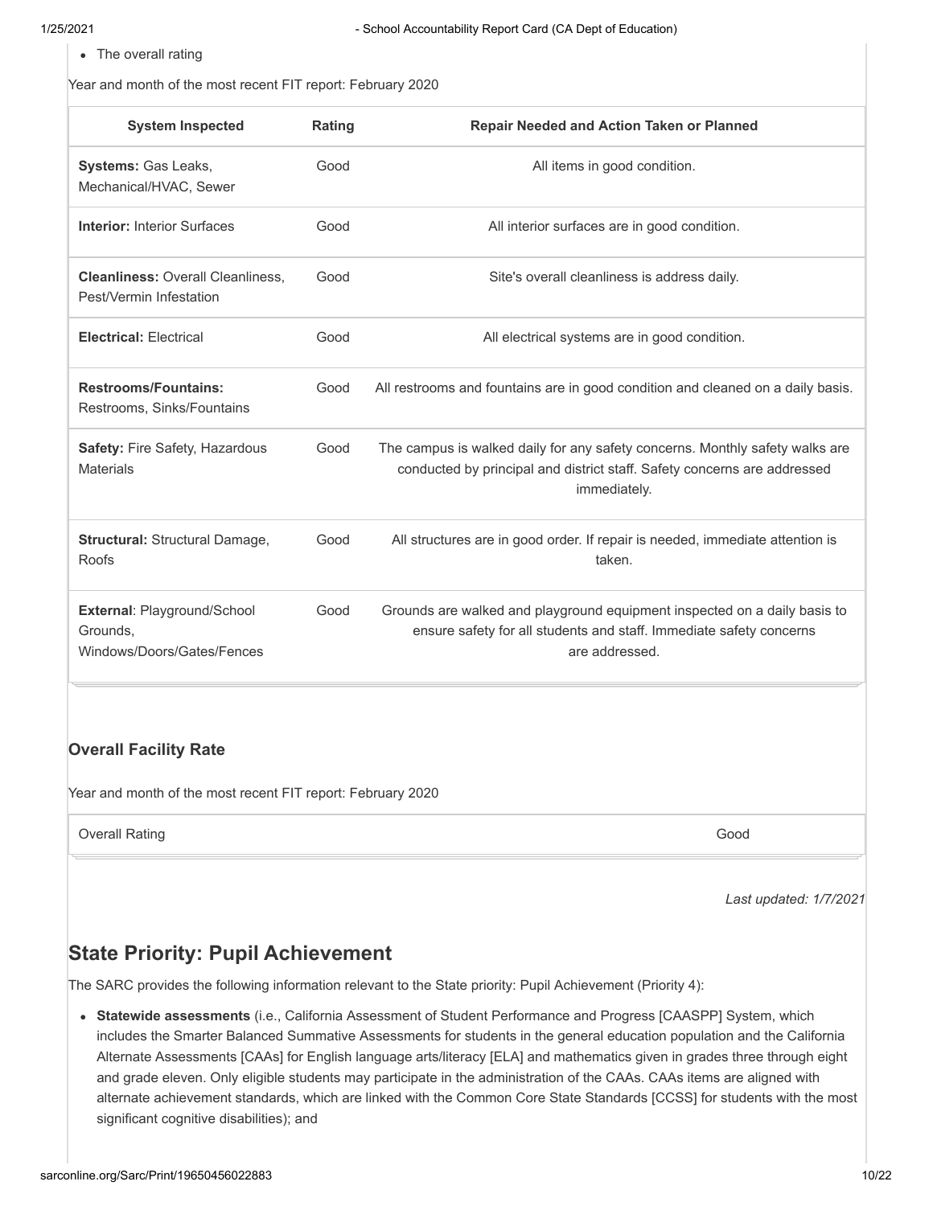- The overall rating

Year and month of the most recent FIT report: February 2020

| System Inspected | Rating | Repair Needed and Action Taken or Planned |
|---|---|---|
| **Systems:** Gas Leaks, Mechanical/HVAC, Sewer | Good | All items in good condition. |
| **Interior:** Interior Surfaces | Good | All interior surfaces are in good condition. |
| **Cleanliness:** Overall Cleanliness, Pest/Vermin Infestation | Good | Site's overall cleanliness is address daily. |
| **Electrical:** Electrical | Good | All electrical systems are in good condition. |
| **Restrooms/Fountains:** Restrooms, Sinks/Fountains | Good | All restrooms and fountains are in good condition and cleaned on a daily basis. |
| **Safety:** Fire Safety, Hazardous Materials | Good | The campus is walked daily for any safety concerns. Monthly safety walks are conducted by principal and district staff. Safety concerns are addressed immediately. |
| **Structural:** Structural Damage, Roofs | Good | All structures are in good order. If repair is needed, immediate attention is taken. |
| **External**: Playground/School Grounds, Windows/Doors/Gates/Fences | Good | Grounds are walked and playground equipment inspected on a daily basis to ensure safety for all students and staff. Immediate safety concerns are addressed. |

### Overall Facility Rate

Year and month of the most recent FIT report: February 2020

| Overall Rating | Good |
|---|---|

*Last updated: 1/7/2021*

## State Priority: Pupil Achievement

The SARC provides the following information relevant to the State priority: Pupil Achievement (Priority 4):

- **Statewide assessments** (i.e., California Assessment of Student Performance and Progress [CAASPP] System, which includes the Smarter Balanced Summative Assessments for students in the general education population and the California Alternate Assessments [CAAs] for English language arts/literacy [ELA] and mathematics given in grades three through eight and grade eleven. Only eligible students may participate in the administration of the CAAs. CAAs items are aligned with alternate achievement standards, which are linked with the Common Core State Standards [CCSS] for students with the most significant cognitive disabilities); and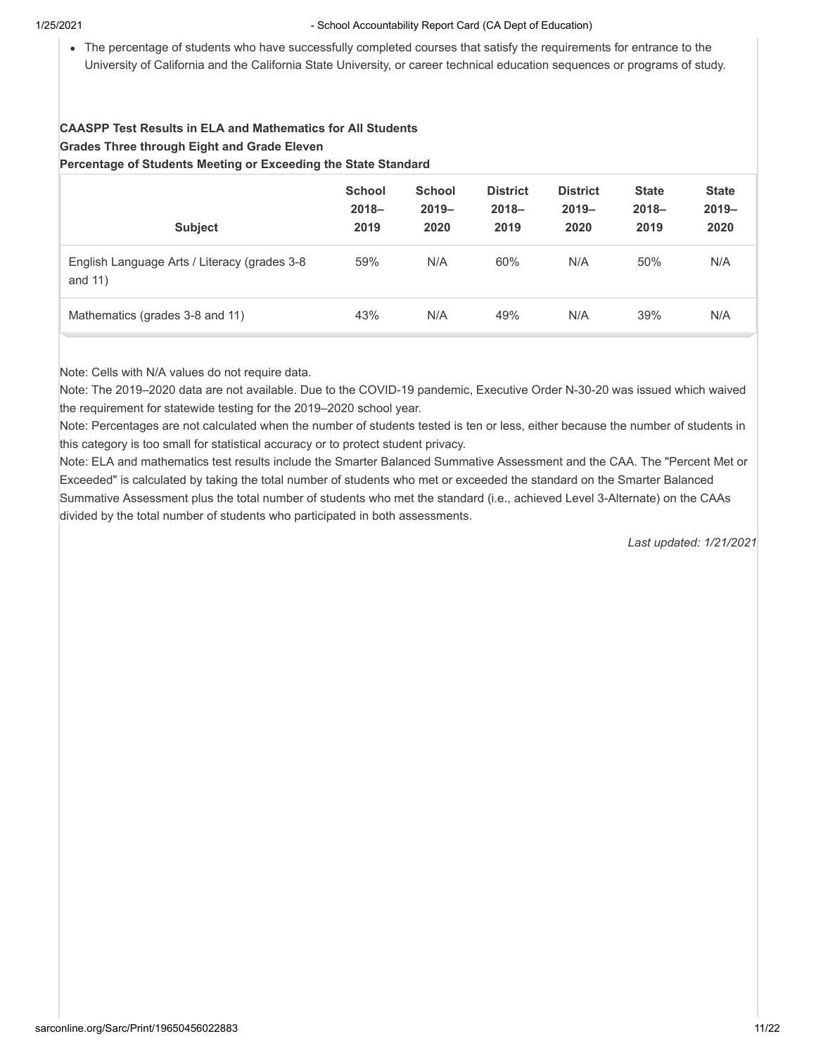- The percentage of students who have successfully completed courses that satisfy the requirements for entrance to the University of California and the California State University, or career technical education sequences or programs of study.

**CAASPP Test Results in ELA and Mathematics for All Students**
**Grades Three through Eight and Grade Eleven**
**Percentage of Students Meeting or Exceeding the State Standard**

| Subject | School 2018–2019 | School 2019–2020 | District 2018–2019 | District 2019–2020 | State 2018–2019 | State 2019–2020 |
|---|---|---|---|---|---|---|
| English Language Arts / Literacy (grades 3-8 and 11) | 59% | N/A | 60% | N/A | 50% | N/A |
| Mathematics (grades 3-8 and 11) | 43% | N/A | 49% | N/A | 39% | N/A |

Note: Cells with N/A values do not require data.
Note: The 2019–2020 data are not available. Due to the COVID-19 pandemic, Executive Order N-30-20 was issued which waived the requirement for statewide testing for the 2019–2020 school year.
Note: Percentages are not calculated when the number of students tested is ten or less, either because the number of students in this category is too small for statistical accuracy or to protect student privacy.
Note: ELA and mathematics test results include the Smarter Balanced Summative Assessment and the CAA. The "Percent Met or Exceeded" is calculated by taking the total number of students who met or exceeded the standard on the Smarter Balanced Summative Assessment plus the total number of students who met the standard (i.e., achieved Level 3-Alternate) on the CAAs divided by the total number of students who participated in both assessments.

*Last updated: 1/21/2021*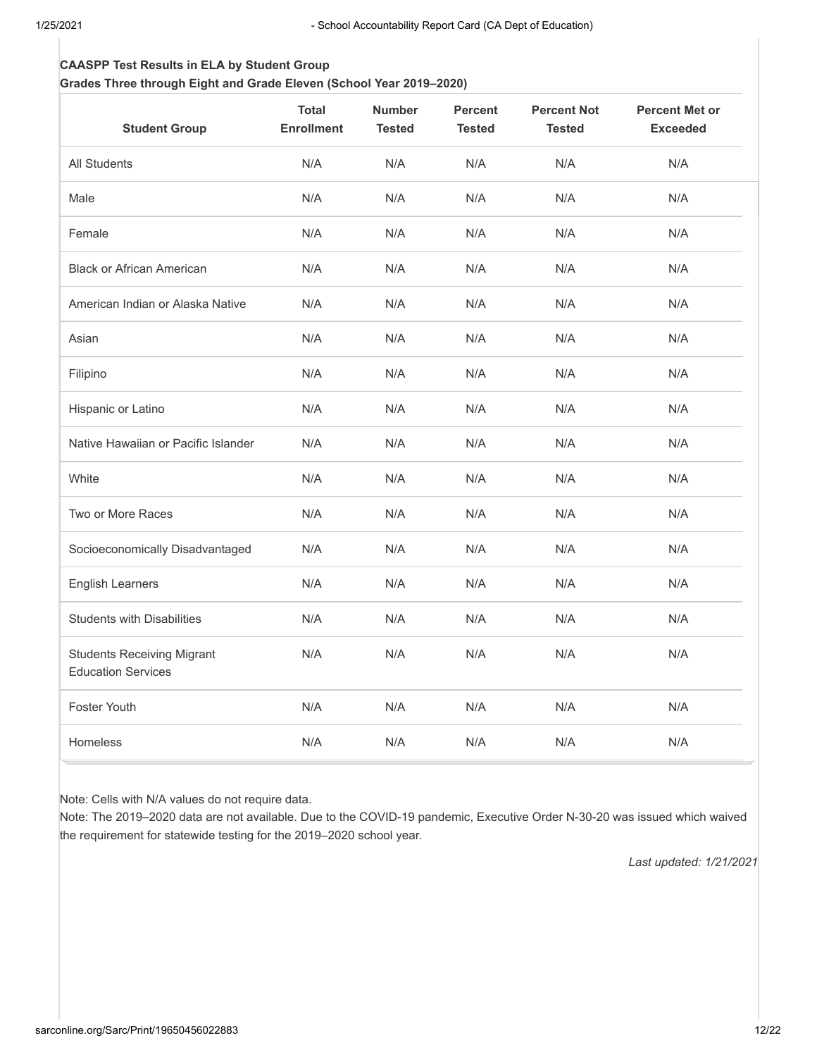**CAASPP Test Results in ELA by Student Group**
**Grades Three through Eight and Grade Eleven (School Year 2019–2020)**

| Student Group | Total Enrollment | Number Tested | Percent Tested | Percent Not Tested | Percent Met or Exceeded |
| --- | --- | --- | --- | --- | --- |
| All Students | N/A | N/A | N/A | N/A | N/A |
| Male | N/A | N/A | N/A | N/A | N/A |
| Female | N/A | N/A | N/A | N/A | N/A |
| Black or African American | N/A | N/A | N/A | N/A | N/A |
| American Indian or Alaska Native | N/A | N/A | N/A | N/A | N/A |
| Asian | N/A | N/A | N/A | N/A | N/A |
| Filipino | N/A | N/A | N/A | N/A | N/A |
| Hispanic or Latino | N/A | N/A | N/A | N/A | N/A |
| Native Hawaiian or Pacific Islander | N/A | N/A | N/A | N/A | N/A |
| White | N/A | N/A | N/A | N/A | N/A |
| Two or More Races | N/A | N/A | N/A | N/A | N/A |
| Socioeconomically Disadvantaged | N/A | N/A | N/A | N/A | N/A |
| English Learners | N/A | N/A | N/A | N/A | N/A |
| Students with Disabilities | N/A | N/A | N/A | N/A | N/A |
| Students Receiving Migrant Education Services | N/A | N/A | N/A | N/A | N/A |
| Foster Youth | N/A | N/A | N/A | N/A | N/A |
| Homeless | N/A | N/A | N/A | N/A | N/A |

Note: Cells with N/A values do not require data.

Note: The 2019–2020 data are not available. Due to the COVID-19 pandemic, Executive Order N-30-20 was issued which waived the requirement for statewide testing for the 2019–2020 school year.

*Last updated: 1/21/2021*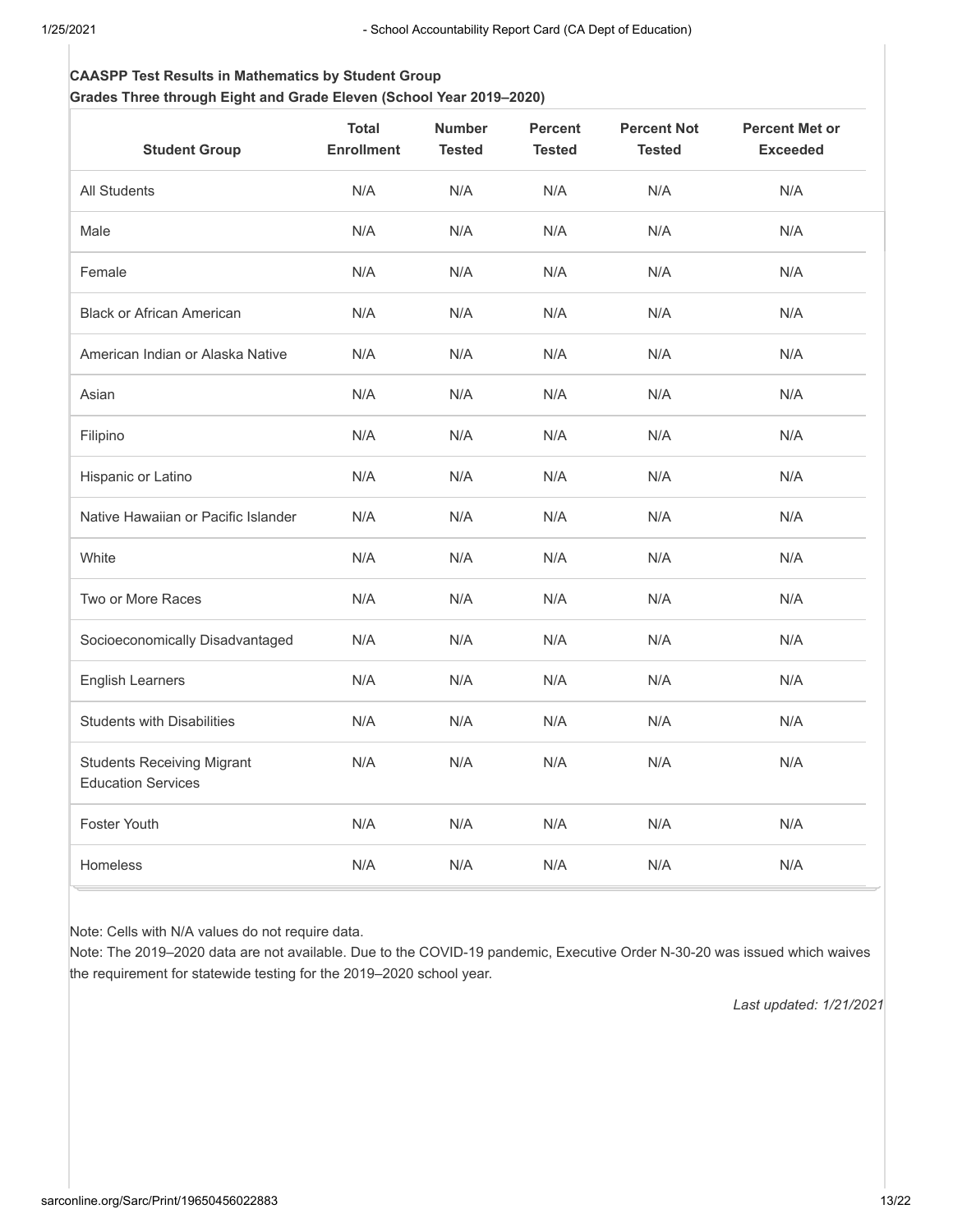**CAASPP Test Results in Mathematics by Student Group**
**Grades Three through Eight and Grade Eleven (School Year 2019–2020)**

| Student Group | Total Enrollment | Number Tested | Percent Tested | Percent Not Tested | Percent Met or Exceeded |
|---|---|---|---|---|---|
| All Students | N/A | N/A | N/A | N/A | N/A |
| Male | N/A | N/A | N/A | N/A | N/A |
| Female | N/A | N/A | N/A | N/A | N/A |
| Black or African American | N/A | N/A | N/A | N/A | N/A |
| American Indian or Alaska Native | N/A | N/A | N/A | N/A | N/A |
| Asian | N/A | N/A | N/A | N/A | N/A |
| Filipino | N/A | N/A | N/A | N/A | N/A |
| Hispanic or Latino | N/A | N/A | N/A | N/A | N/A |
| Native Hawaiian or Pacific Islander | N/A | N/A | N/A | N/A | N/A |
| White | N/A | N/A | N/A | N/A | N/A |
| Two or More Races | N/A | N/A | N/A | N/A | N/A |
| Socioeconomically Disadvantaged | N/A | N/A | N/A | N/A | N/A |
| English Learners | N/A | N/A | N/A | N/A | N/A |
| Students with Disabilities | N/A | N/A | N/A | N/A | N/A |
| Students Receiving Migrant Education Services | N/A | N/A | N/A | N/A | N/A |
| Foster Youth | N/A | N/A | N/A | N/A | N/A |
| Homeless | N/A | N/A | N/A | N/A | N/A |

Note: Cells with N/A values do not require data.

Note: The 2019–2020 data are not available. Due to the COVID-19 pandemic, Executive Order N-30-20 was issued which waives the requirement for statewide testing for the 2019–2020 school year.

*Last updated: 1/21/2021*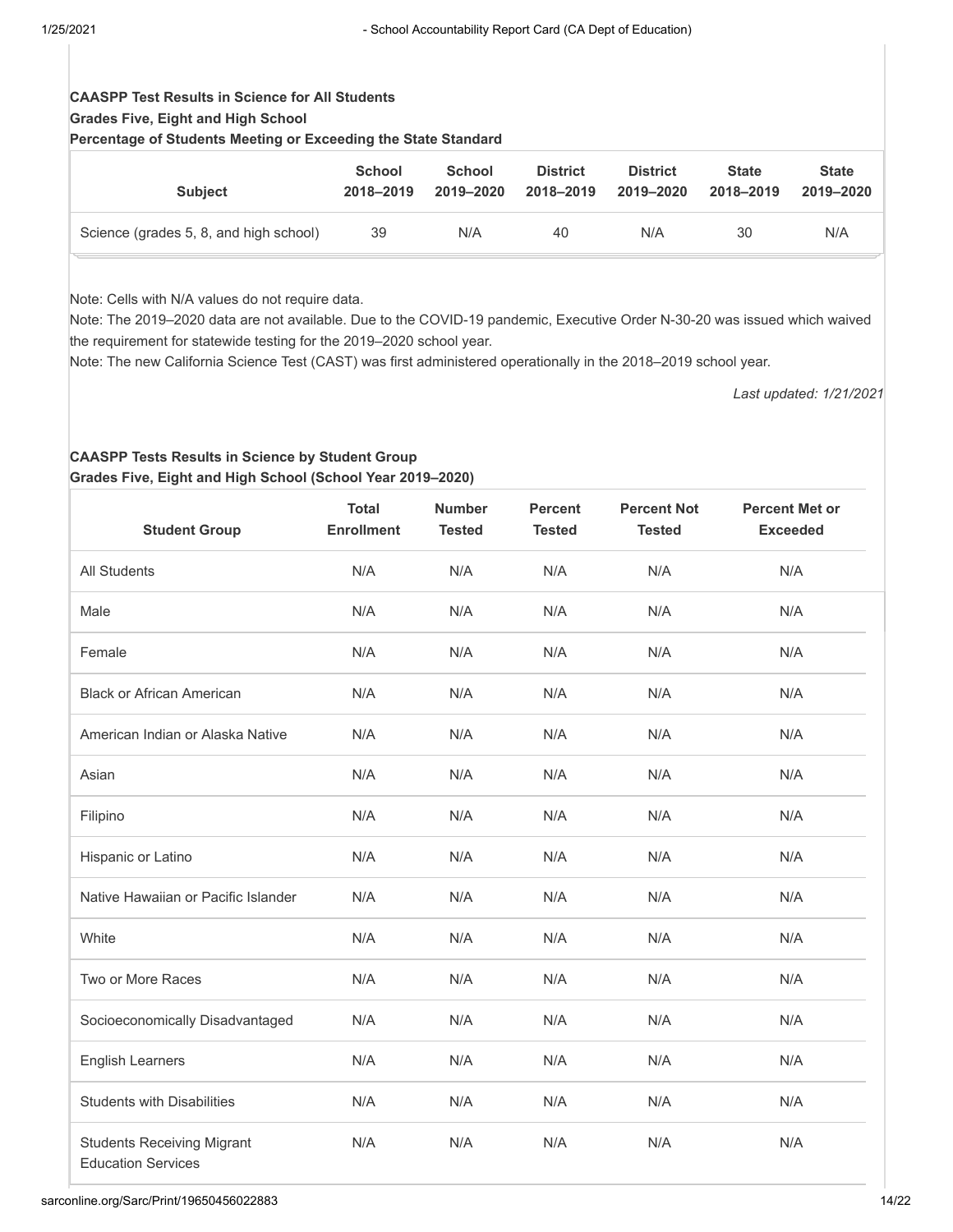**CAASPP Test Results in Science for All Students**
**Grades Five, Eight and High School**
**Percentage of Students Meeting or Exceeding the State Standard**

| Subject | School 2018–2019 | School 2019–2020 | District 2018–2019 | District 2019–2020 | State 2018–2019 | State 2019–2020 |
|---|---|---|---|---|---|---|
| Science (grades 5, 8, and high school) | 39 | N/A | 40 | N/A | 30 | N/A |

Note: Cells with N/A values do not require data.
Note: The 2019–2020 data are not available. Due to the COVID-19 pandemic, Executive Order N-30-20 was issued which waived the requirement for statewide testing for the 2019–2020 school year.
Note: The new California Science Test (CAST) was first administered operationally in the 2018–2019 school year.

*Last updated: 1/21/2021*

**CAASPP Tests Results in Science by Student Group**
**Grades Five, Eight and High School (School Year 2019–2020)**

| Student Group | Total Enrollment | Number Tested | Percent Tested | Percent Not Tested | Percent Met or Exceeded |
|---|---|---|---|---|---|
| All Students | N/A | N/A | N/A | N/A | N/A |
| Male | N/A | N/A | N/A | N/A | N/A |
| Female | N/A | N/A | N/A | N/A | N/A |
| Black or African American | N/A | N/A | N/A | N/A | N/A |
| American Indian or Alaska Native | N/A | N/A | N/A | N/A | N/A |
| Asian | N/A | N/A | N/A | N/A | N/A |
| Filipino | N/A | N/A | N/A | N/A | N/A |
| Hispanic or Latino | N/A | N/A | N/A | N/A | N/A |
| Native Hawaiian or Pacific Islander | N/A | N/A | N/A | N/A | N/A |
| White | N/A | N/A | N/A | N/A | N/A |
| Two or More Races | N/A | N/A | N/A | N/A | N/A |
| Socioeconomically Disadvantaged | N/A | N/A | N/A | N/A | N/A |
| English Learners | N/A | N/A | N/A | N/A | N/A |
| Students with Disabilities | N/A | N/A | N/A | N/A | N/A |
| Students Receiving Migrant Education Services | N/A | N/A | N/A | N/A | N/A |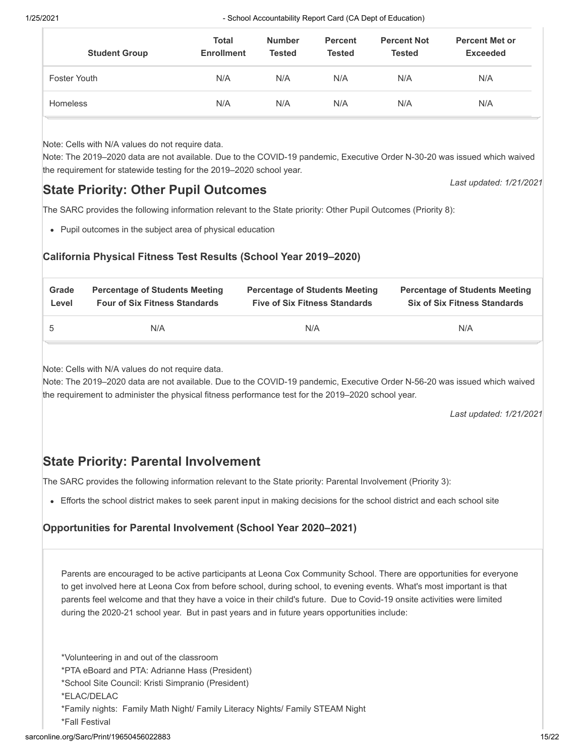| Student Group | Total Enrollment | Number Tested | Percent Tested | Percent Not Tested | Percent Met or Exceeded |
|---|---|---|---|---|---|
| Foster Youth | N/A | N/A | N/A | N/A | N/A |
| Homeless | N/A | N/A | N/A | N/A | N/A |

Note: Cells with N/A values do not require data.
Note: The 2019–2020 data are not available. Due to the COVID-19 pandemic, Executive Order N-30-20 was issued which waived the requirement for statewide testing for the 2019–2020 school year.

*Last updated: 1/21/2021*

## State Priority: Other Pupil Outcomes

The SARC provides the following information relevant to the State priority: Other Pupil Outcomes (Priority 8):

- Pupil outcomes in the subject area of physical education

### California Physical Fitness Test Results (School Year 2019–2020)

| Grade Level | Percentage of Students Meeting Four of Six Fitness Standards | Percentage of Students Meeting Five of Six Fitness Standards | Percentage of Students Meeting Six of Six Fitness Standards |
|---|---|---|---|
| 5 | N/A | N/A | N/A |

Note: Cells with N/A values do not require data.
Note: The 2019–2020 data are not available. Due to the COVID-19 pandemic, Executive Order N-56-20 was issued which waived the requirement to administer the physical fitness performance test for the 2019–2020 school year.

*Last updated: 1/21/2021*

## State Priority: Parental Involvement

The SARC provides the following information relevant to the State priority: Parental Involvement (Priority 3):

- Efforts the school district makes to seek parent input in making decisions for the school district and each school site

### Opportunities for Parental Involvement (School Year 2020–2021)

Parents are encouraged to be active participants at Leona Cox Community School. There are opportunities for everyone to get involved here at Leona Cox from before school, during school, to evening events. What's most important is that parents feel welcome and that they have a voice in their child's future. Due to Covid-19 onsite activities were limited during the 2020-21 school year. But in past years and in future years opportunities include:

*Volunteering in and out of the classroom
*PTA eBoard and PTA: Adrianne Hass (President)
*School Site Council: Kristi Simpranio (President)
*ELAC/DELAC
*Family nights: Family Math Night/ Family Literacy Nights/ Family STEAM Night
*Fall Festival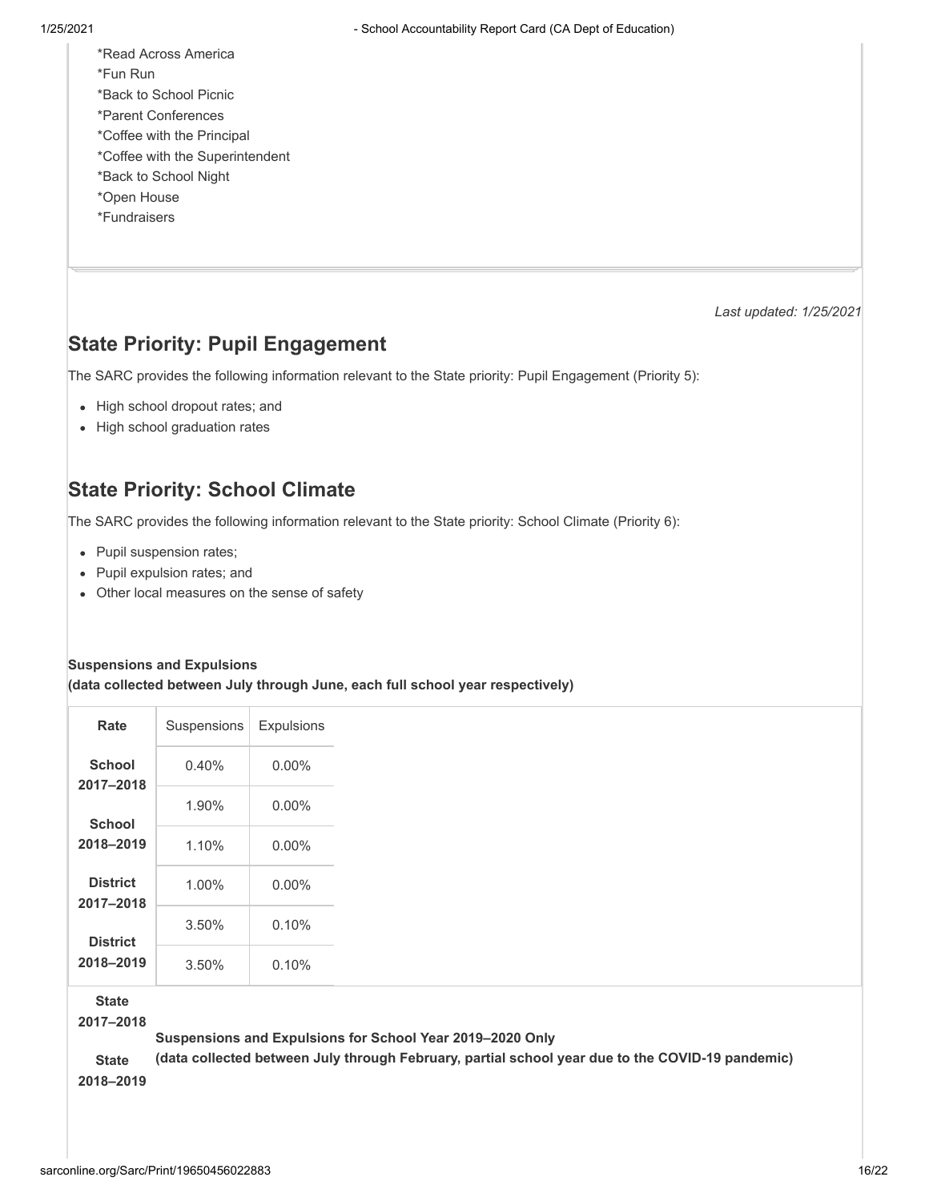*Read Across America
*Fun Run
*Back to School Picnic
*Parent Conferences
*Coffee with the Principal
*Coffee with the Superintendent
*Back to School Night
*Open House
*Fundraisers

*Last updated: 1/25/2021*

## State Priority: Pupil Engagement

The SARC provides the following information relevant to the State priority: Pupil Engagement (Priority 5):

- High school dropout rates; and
- High school graduation rates

## State Priority: School Climate

The SARC provides the following information relevant to the State priority: School Climate (Priority 6):

- Pupil suspension rates;
- Pupil expulsion rates; and
- Other local measures on the sense of safety

**Suspensions and Expulsions**
**(data collected between July through June, each full school year respectively)**

| Rate | Suspensions | Expulsions |
|---|---|---|
| **School 2017–2018** | 0.40% | 0.00% |
| **School 2018–2019** | 1.90% | 0.00% |
| **District 2017–2018** | 1.10% | 0.00% |
| **District 2018–2019** | 1.00% | 0.00% |
| **State 2017–2018** | 3.50% | 0.10% |
| **State 2018–2019** | 3.50% | 0.10% |

**Suspensions and Expulsions for School Year 2019–2020 Only**
**(data collected between July through February, partial school year due to the COVID-19 pandemic)**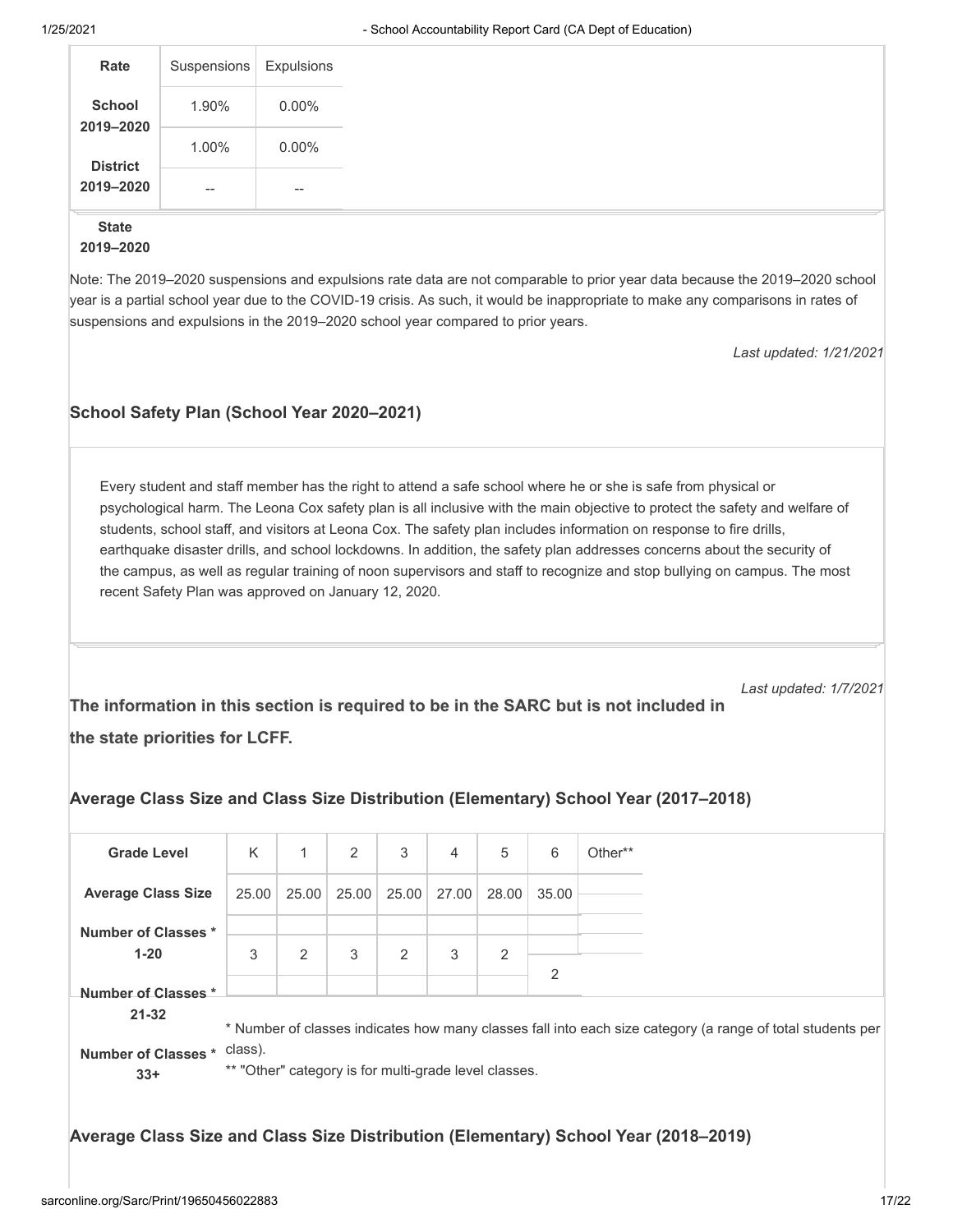| Rate | Suspensions | Expulsions |
|---|---|---|
| School 2019–2020 | 1.90% | 0.00% |
| District 2019–2020 | 1.00% | 0.00% |
| State 2019–2020 | -- | -- |

Note: The 2019–2020 suspensions and expulsions rate data are not comparable to prior year data because the 2019–2020 school year is a partial school year due to the COVID-19 crisis. As such, it would be inappropriate to make any comparisons in rates of suspensions and expulsions in the 2019–2020 school year compared to prior years.

*Last updated: 1/21/2021*

## School Safety Plan (School Year 2020–2021)

Every student and staff member has the right to attend a safe school where he or she is safe from physical or psychological harm. The Leona Cox safety plan is all inclusive with the main objective to protect the safety and welfare of students, school staff, and visitors at Leona Cox. The safety plan includes information on response to fire drills, earthquake disaster drills, and school lockdowns. In addition, the safety plan addresses concerns about the security of the campus, as well as regular training of noon supervisors and staff to recognize and stop bullying on campus. The most recent Safety Plan was approved on January 12, 2020.

*Last updated: 1/7/2021*

**The information in this section is required to be in the SARC but is not included in the state priorities for LCFF.**

## Average Class Size and Class Size Distribution (Elementary) School Year (2017–2018)

| Grade Level | K | 1 | 2 | 3 | 4 | 5 | 6 | Other** |
|---|---|---|---|---|---|---|---|---|
| Average Class Size | 25.00 | 25.00 | 25.00 | 25.00 | 27.00 | 28.00 | 35.00 | |
| Number of Classes * 1-20 | | | | | | | | |
| Number of Classes * 21-32 | 3 | 2 | 3 | 2 | 3 | 2 | | |
| Number of Classes * 33+ | | | | | | | 2 | |

\* Number of classes indicates how many classes fall into each size category (a range of total students per class).

\*\* "Other" category is for multi-grade level classes.

## Average Class Size and Class Size Distribution (Elementary) School Year (2018–2019)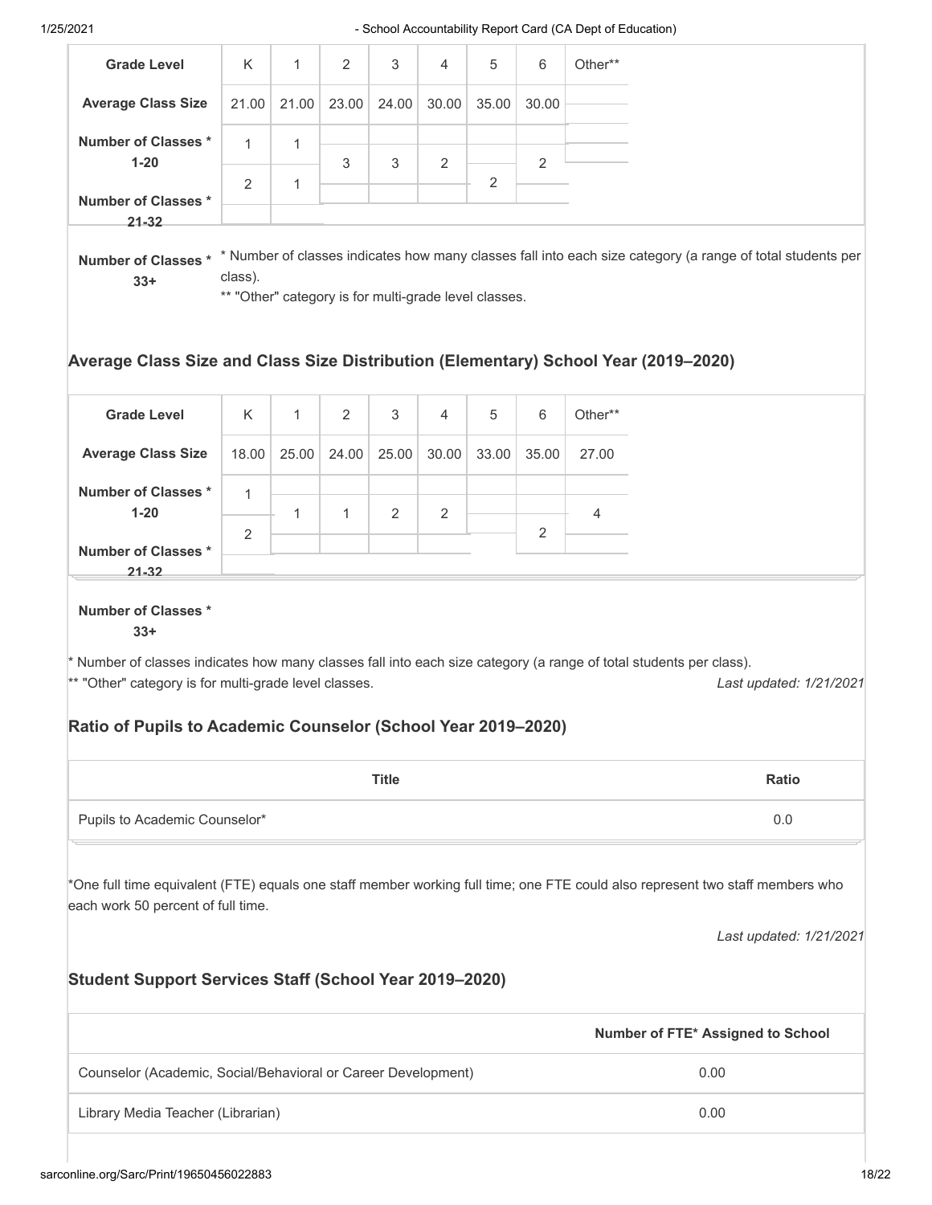| Grade Level | K | 1 | 2 | 3 | 4 | 5 | 6 | Other** |
|---|---|---|---|---|---|---|---|---|
| Average Class Size | 21.00 | 21.00 | 23.00 | 24.00 | 30.00 | 35.00 | 30.00 | |
| Number of Classes * 1-20 | 1 | 1 | | | | | | |
| Number of Classes * 21-32 | 2 | 1 | 3 | 3 | 2 | | 2 | |
| Number of Classes * 33+ | | | | | | 2 | | |

* Number of classes indicates how many classes fall into each size category (a range of total students per class).
** "Other" category is for multi-grade level classes.

## Average Class Size and Class Size Distribution (Elementary) School Year (2019–2020)

| Grade Level | K | 1 | 2 | 3 | 4 | 5 | 6 | Other** |
|---|---|---|---|---|---|---|---|---|
| Average Class Size | 18.00 | 25.00 | 24.00 | 25.00 | 30.00 | 33.00 | 35.00 | 27.00 |
| Number of Classes * 1-20 | 1 | | | | | | | |
| Number of Classes * 21-32 | 2 | 1 | 1 | 2 | 2 | | | 4 |
| Number of Classes * 33+ | | | | | | | 2 | |

* Number of classes indicates how many classes fall into each size category (a range of total students per class).
** "Other" category is for multi-grade level classes.

*Last updated: 1/21/2021*

## Ratio of Pupils to Academic Counselor (School Year 2019–2020)

| Title | Ratio |
|---|---|
| Pupils to Academic Counselor* | 0.0 |

*One full time equivalent (FTE) equals one staff member working full time; one FTE could also represent two staff members who each work 50 percent of full time.

*Last updated: 1/21/2021*

## Student Support Services Staff (School Year 2019–2020)

| | Number of FTE* Assigned to School |
|---|---|
| Counselor (Academic, Social/Behavioral or Career Development) | 0.00 |
| Library Media Teacher (Librarian) | 0.00 |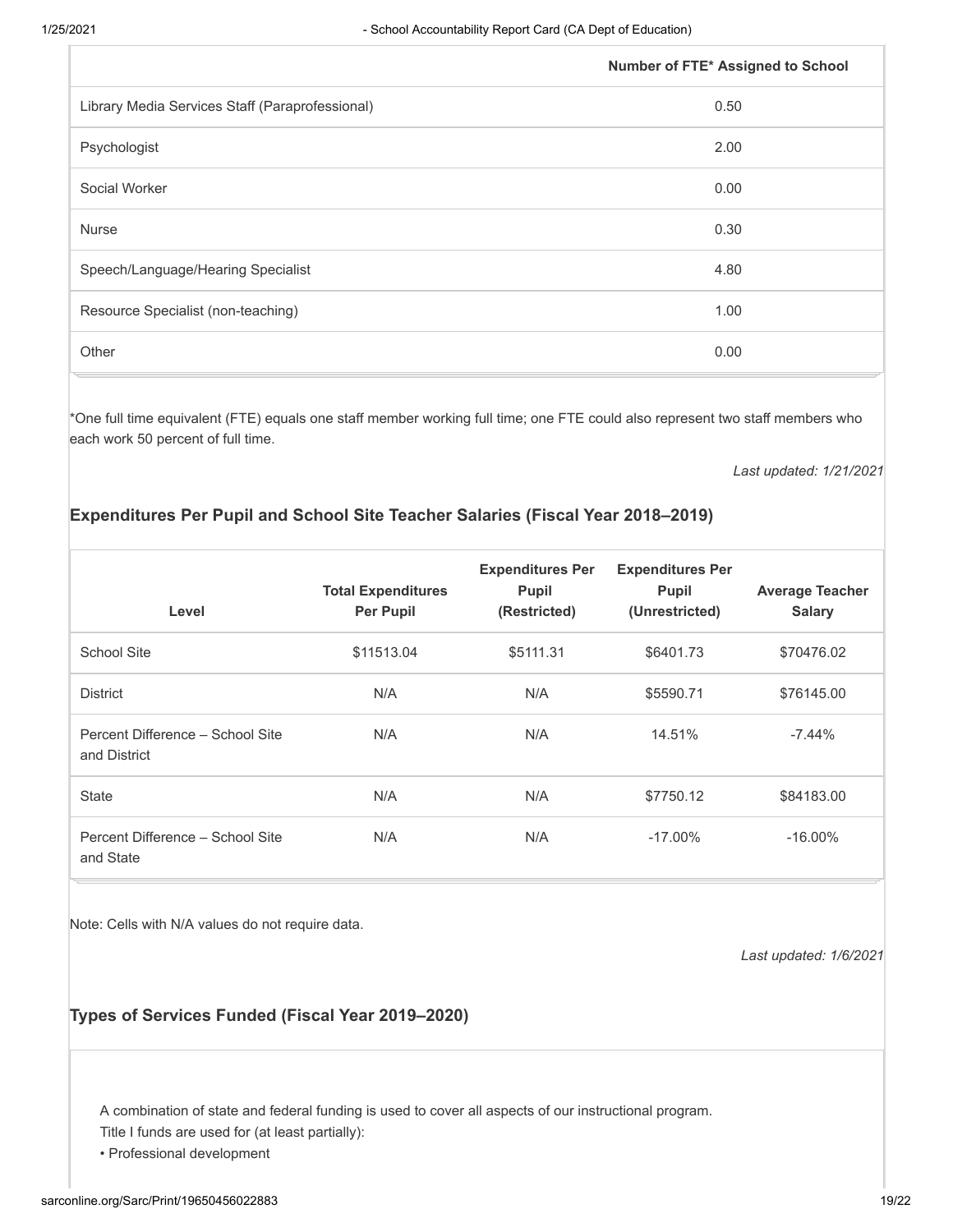| | Number of FTE* Assigned to School |
|---|---|
| Library Media Services Staff (Paraprofessional) | 0.50 |
| Psychologist | 2.00 |
| Social Worker | 0.00 |
| Nurse | 0.30 |
| Speech/Language/Hearing Specialist | 4.80 |
| Resource Specialist (non-teaching) | 1.00 |
| Other | 0.00 |

*One full time equivalent (FTE) equals one staff member working full time; one FTE could also represent two staff members who each work 50 percent of full time.

*Last updated: 1/21/2021*

### Expenditures Per Pupil and School Site Teacher Salaries (Fiscal Year 2018–2019)

| Level | Total Expenditures Per Pupil | Expenditures Per Pupil (Restricted) | Expenditures Per Pupil (Unrestricted) | Average Teacher Salary |
|---|---|---|---|---|
| School Site | $11513.04 | $5111.31 | $6401.73 | $70476.02 |
| District | N/A | N/A | $5590.71 | $76145.00 |
| Percent Difference – School Site and District | N/A | N/A | 14.51% | -7.44% |
| State | N/A | N/A | $7750.12 | $84183.00 |
| Percent Difference – School Site and State | N/A | N/A | -17.00% | -16.00% |

Note: Cells with N/A values do not require data.

*Last updated: 1/6/2021*

### Types of Services Funded (Fiscal Year 2019–2020)

A combination of state and federal funding is used to cover all aspects of our instructional program.
Title I funds are used for (at least partially):
• Professional development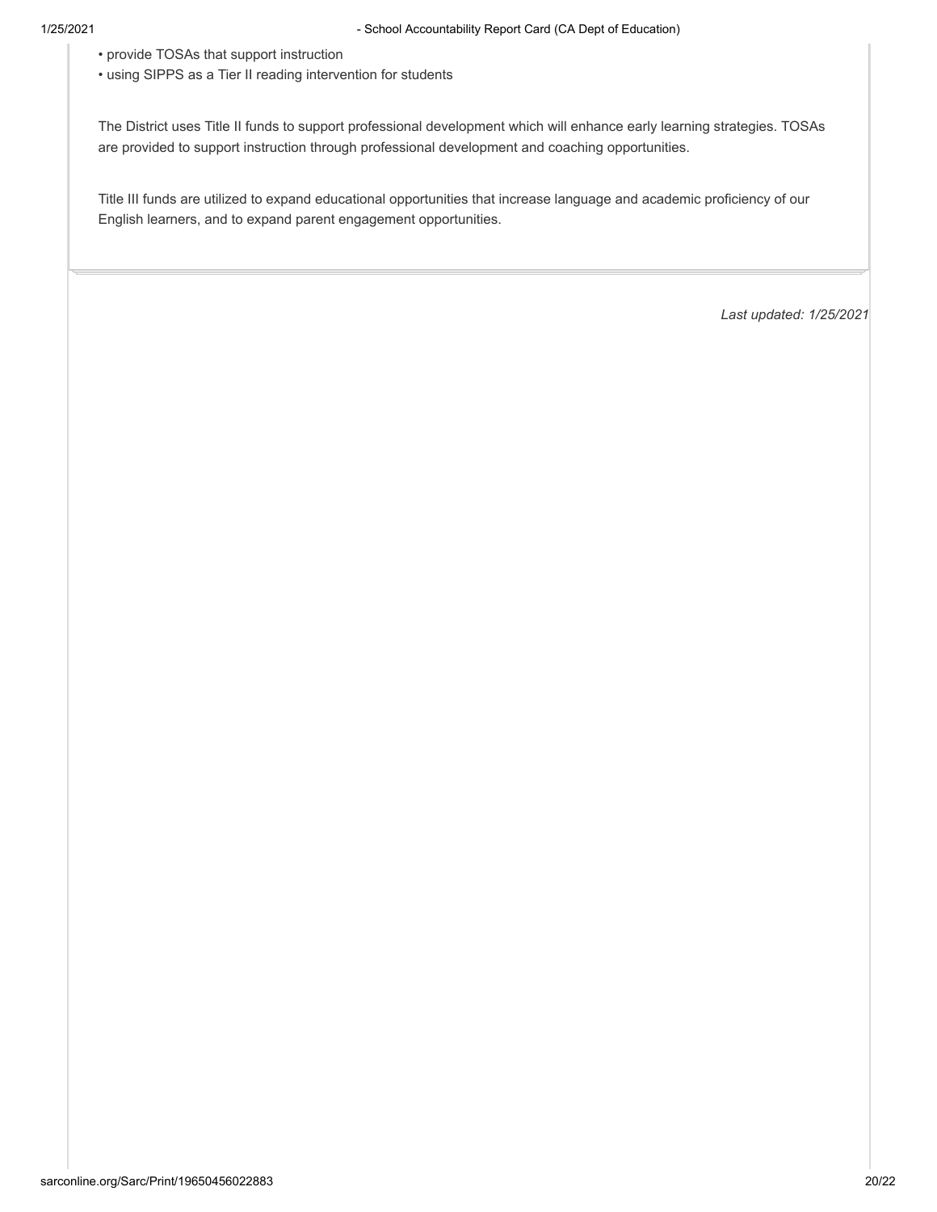- provide TOSAs that support instruction
- using SIPPS as a Tier II reading intervention for students

The District uses Title II funds to support professional development which will enhance early learning strategies. TOSAs are provided to support instruction through professional development and coaching opportunities.

Title III funds are utilized to expand educational opportunities that increase language and academic proficiency of our English learners, and to expand parent engagement opportunities.

*Last updated: 1/25/2021*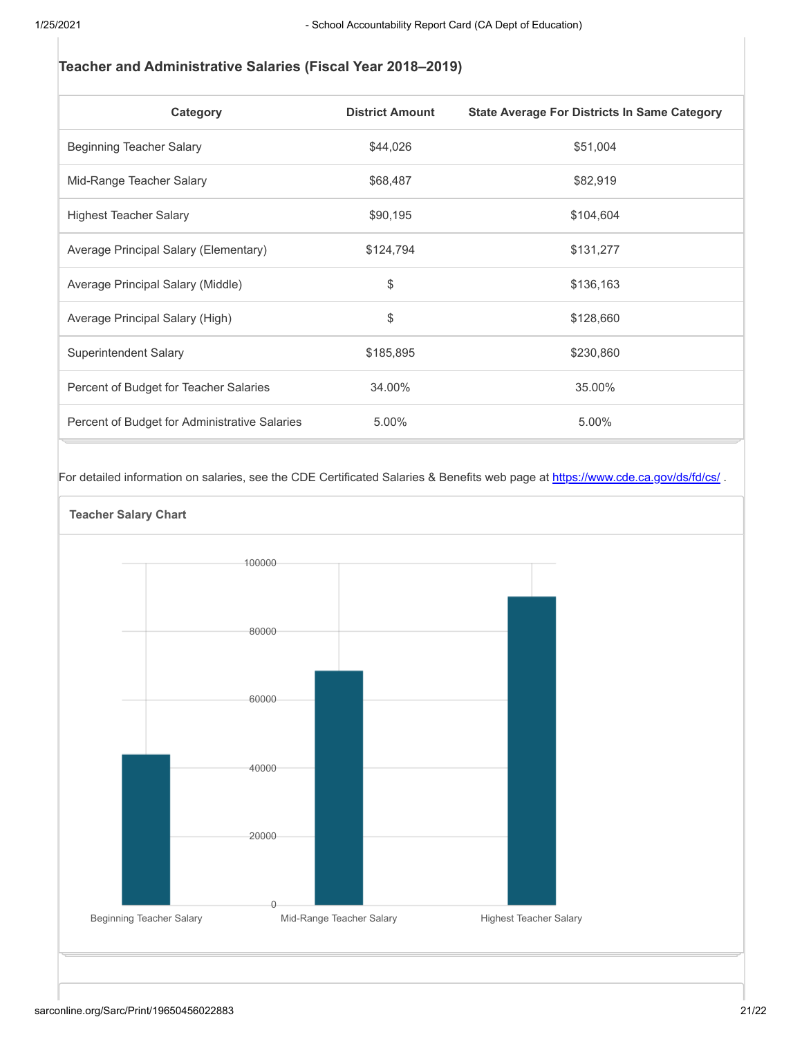## Teacher and Administrative Salaries (Fiscal Year 2018–2019)

| Category | District Amount | State Average For Districts In Same Category |
|---|---|---|
| Beginning Teacher Salary | $44,026 | $51,004 |
| Mid-Range Teacher Salary | $68,487 | $82,919 |
| Highest Teacher Salary | $90,195 | $104,604 |
| Average Principal Salary (Elementary) | $124,794 | $131,277 |
| Average Principal Salary (Middle) | $ | $136,163 |
| Average Principal Salary (High) | $ | $128,660 |
| Superintendent Salary | $185,895 | $230,860 |
| Percent of Budget for Teacher Salaries | 34.00% | 35.00% |
| Percent of Budget for Administrative Salaries | 5.00% | 5.00% |

For detailed information on salaries, see the CDE Certificated Salaries & Benefits web page at https://www.cde.ca.gov/ds/fd/cs/ .

**Teacher Salary Chart**

| Category | Amount |
|---|---|
| Beginning Teacher Salary | 44026 |
| Mid-Range Teacher Salary | 68487 |
| Highest Teacher Salary | 90195 |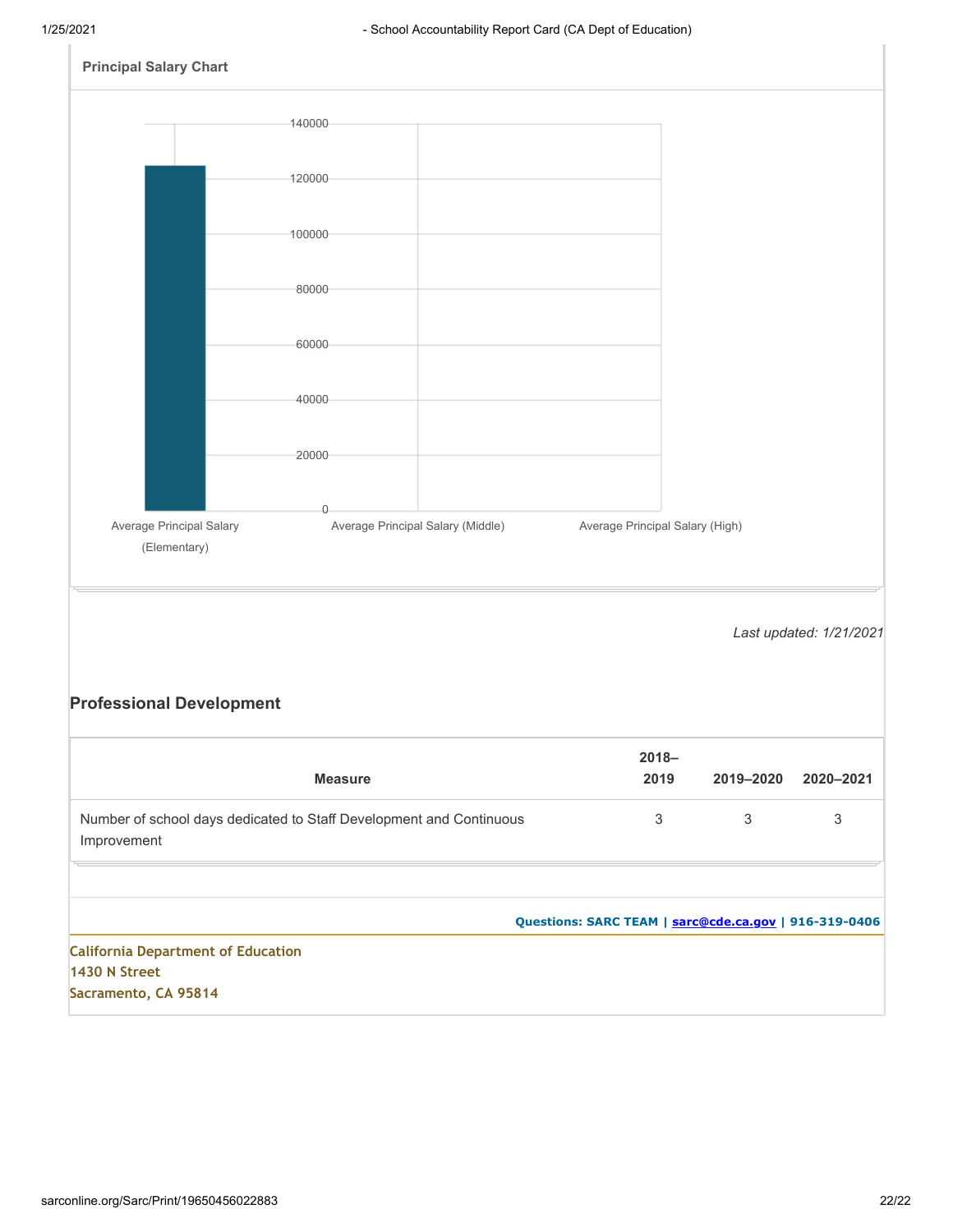Principal Salary Chart

140000
120000
100000
80000
60000
40000
20000
0

Average Principal Salary (Elementary)
Average Principal Salary (Middle)
Average Principal Salary (High)

*Last updated: 1/21/2021*

## Professional Development

| Measure | 2018–2019 | 2019–2020 | 2020–2021 |
|---|---|---|---|
| Number of school days dedicated to Staff Development and Continuous Improvement | 3 | 3 | 3 |

**Questions: SARC TEAM | sarc@cde.ca.gov | 916-319-0406**

**California Department of Education**
**1430 N Street**
**Sacramento, CA 95814**